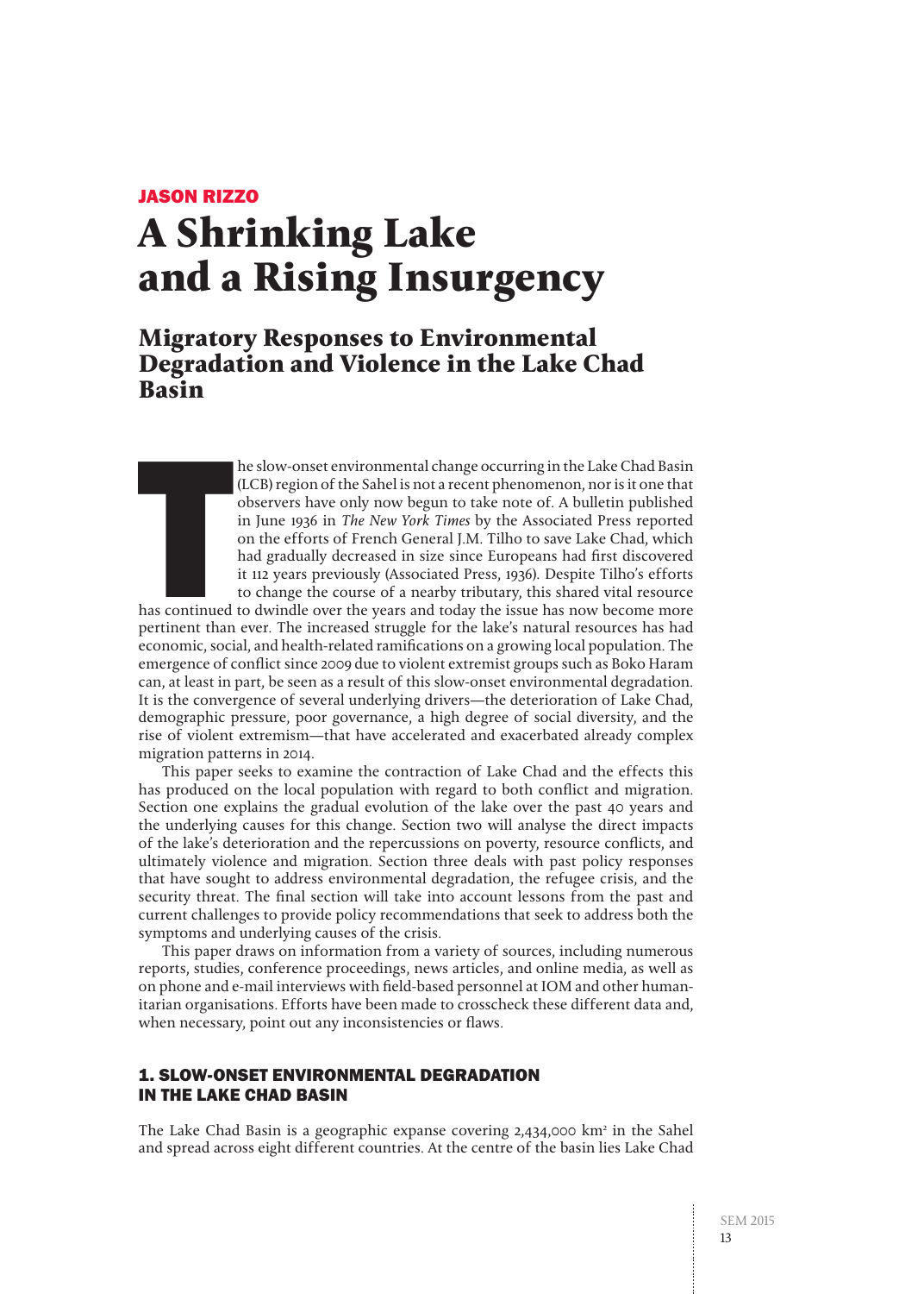**JASON RIZZO**

# A Shrinking Lake and a Rising Insurgency

## Migratory Responses to Environmental Degradation and Violence in the Lake Chad Basin

The slow-onset environmental change occurring in the Lake Chad Basin (LCB) region of the Sahel is not a recent phenomenon, nor is it one that observers have only now begun to take note of. A bulletin published in June 1936 in *The New York Times* by the Associated Press reported on the efforts of French General J.M. Tilho to save Lake Chad, which had gradually decreased in size since Europeans had first discovered it 112 years previously (Associated Press, 1936). Despite Tilho's efforts to change the course of a nearby tributary, this shared vital resource has continued to dwindle over the years and today the issue has now become more pertinent than ever. The increased struggle for the lake's natural resources has had economic, social, and health-related ramifications on a growing local population. The emergence of conflict since 2009 due to violent extremist groups such as Boko Haram can, at least in part, be seen as a result of this slow-onset environmental degradation. It is the convergence of several underlying drivers—the deterioration of Lake Chad, demographic pressure, poor governance, a high degree of social diversity, and the rise of violent extremism—that have accelerated and exacerbated already complex migration patterns in 2014.

This paper seeks to examine the contraction of Lake Chad and the effects this has produced on the local population with regard to both conflict and migration. Section one explains the gradual evolution of the lake over the past 40 years and the underlying causes for this change. Section two will analyse the direct impacts of the lake's deterioration and the repercussions on poverty, resource conflicts, and ultimately violence and migration. Section three deals with past policy responses that have sought to address environmental degradation, the refugee crisis, and the security threat. The final section will take into account lessons from the past and current challenges to provide policy recommendations that seek to address both the symptoms and underlying causes of the crisis.

This paper draws on information from a variety of sources, including numerous reports, studies, conference proceedings, news articles, and online media, as well as on phone and e-mail interviews with field-based personnel at IOM and other humanitarian organisations. Efforts have been made to crosscheck these different data and, when necessary, point out any inconsistencies or flaws.

### 1. SLOW-ONSET ENVIRONMENTAL DEGRADATION IN THE LAKE CHAD BASIN

The Lake Chad Basin is a geographic expanse covering 2,434,000 km² in the Sahel and spread across eight different countries. At the centre of the basin lies Lake Chad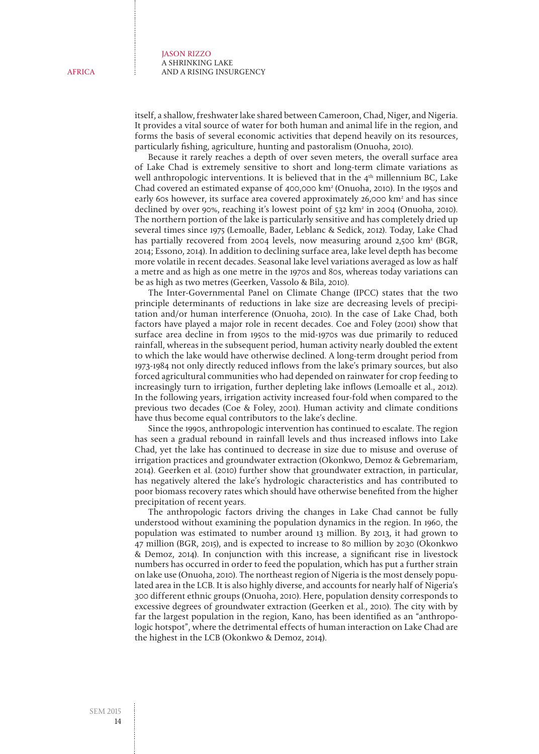itself, a shallow, freshwater lake shared between Cameroon, Chad, Niger, and Nigeria. It provides a vital source of water for both human and animal life in the region, and forms the basis of several economic activities that depend heavily on its resources, particularly fishing, agriculture, hunting and pastoralism (Onuoha, 2010).

Because it rarely reaches a depth of over seven meters, the overall surface area of Lake Chad is extremely sensitive to short and long-term climate variations as well anthropologic interventions. It is believed that in the 4th millennium BC, Lake Chad covered an estimated expanse of 400,000 km² (Onuoha, 2010). In the 1950s and early 60s however, its surface area covered approximately 26,000 km² and has since declined by over 90%, reaching it's lowest point of 532 km² in 2004 (Onuoha, 2010). The northern portion of the lake is particularly sensitive and has completely dried up several times since 1975 (Lemoalle, Bader, Leblanc & Sedick, 2012). Today, Lake Chad has partially recovered from 2004 levels, now measuring around 2,500 km² (BGR, 2014; Essono, 2014). In addition to declining surface area, lake level depth has become more volatile in recent decades. Seasonal lake level variations averaged as low as half a metre and as high as one metre in the 1970s and 80s, whereas today variations can be as high as two metres (Geerken, Vassolo & Bila, 2010).

The Inter-Governmental Panel on Climate Change (IPCC) states that the two principle determinants of reductions in lake size are decreasing levels of precipitation and/or human interference (Onuoha, 2010). In the case of Lake Chad, both factors have played a major role in recent decades. Coe and Foley (2001) show that surface area decline in from 1950s to the mid-1970s was due primarily to reduced rainfall, whereas in the subsequent period, human activity nearly doubled the extent to which the lake would have otherwise declined. A long-term drought period from 1973-1984 not only directly reduced inflows from the lake's primary sources, but also forced agricultural communities who had depended on rainwater for crop feeding to increasingly turn to irrigation, further depleting lake inflows (Lemoalle et al., 2012). In the following years, irrigation activity increased four-fold when compared to the previous two decades (Coe & Foley, 2001). Human activity and climate conditions have thus become equal contributors to the lake's decline.

Since the 1990s, anthropologic intervention has continued to escalate. The region has seen a gradual rebound in rainfall levels and thus increased inflows into Lake Chad, yet the lake has continued to decrease in size due to misuse and overuse of irrigation practices and groundwater extraction (Okonkwo, Demoz & Gebremariam, 2014). Geerken et al. (2010) further show that groundwater extraction, in particular, has negatively altered the lake's hydrologic characteristics and has contributed to poor biomass recovery rates which should have otherwise benefited from the higher precipitation of recent years.

The anthropologic factors driving the changes in Lake Chad cannot be fully understood without examining the population dynamics in the region. In 1960, the population was estimated to number around 13 million. By 2013, it had grown to 47 million (BGR, 2015), and is expected to increase to 80 million by 2030 (Okonkwo & Demoz, 2014). In conjunction with this increase, a significant rise in livestock numbers has occurred in order to feed the population, which has put a further strain on lake use (Onuoha, 2010). The northeast region of Nigeria is the most densely populated area in the LCB. It is also highly diverse, and accounts for nearly half of Nigeria's 300 different ethnic groups (Onuoha, 2010). Here, population density corresponds to excessive degrees of groundwater extraction (Geerken et al., 2010). The city with by far the largest population in the region, Kano, has been identified as an "anthropologic hotspot", where the detrimental effects of human interaction on Lake Chad are the highest in the LCB (Okonkwo & Demoz, 2014).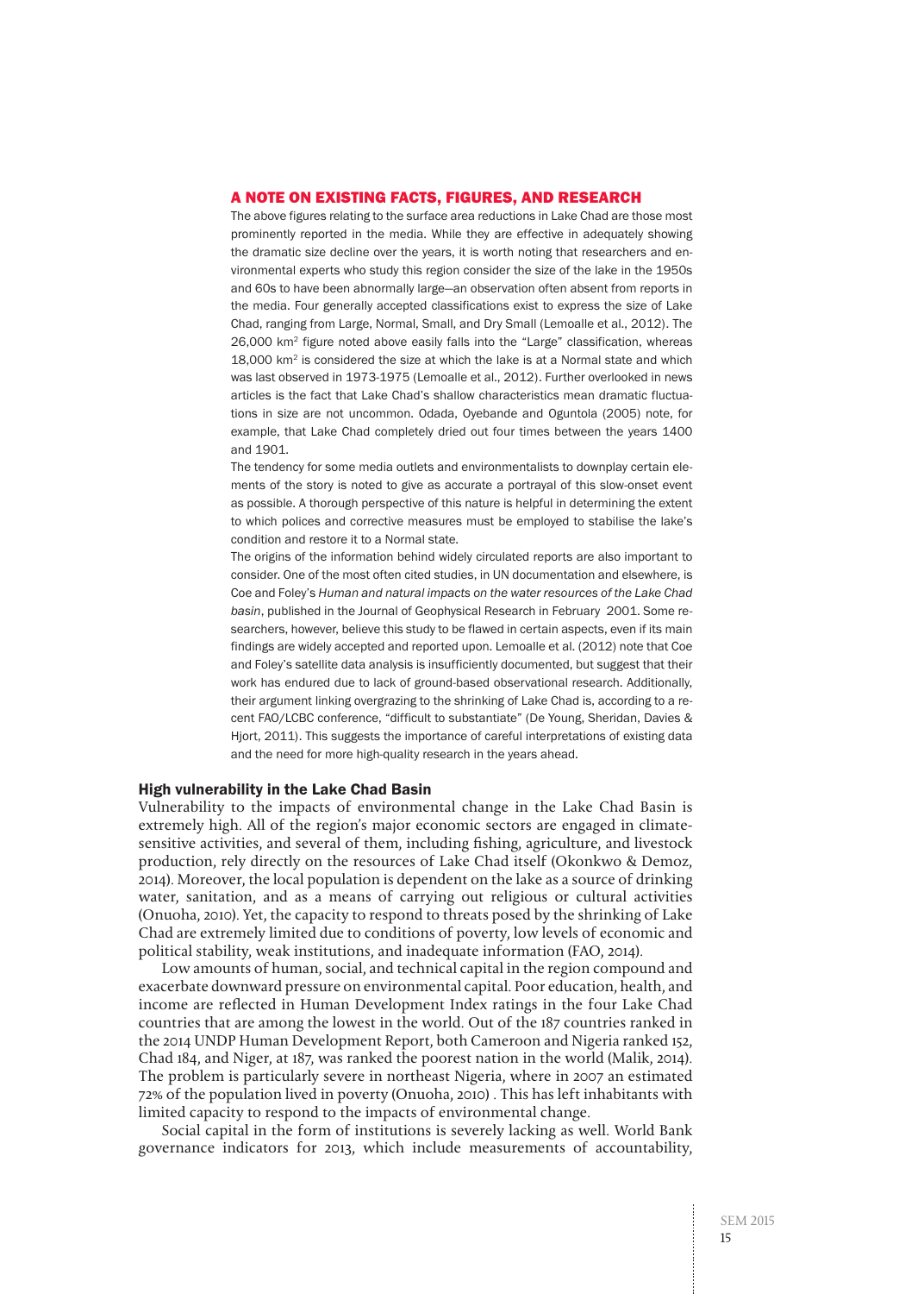## A NOTE ON EXISTING FACTS, FIGURES, AND RESEARCH

The above figures relating to the surface area reductions in Lake Chad are those most prominently reported in the media. While they are effective in adequately showing the dramatic size decline over the years, it is worth noting that researchers and environmental experts who study this region consider the size of the lake in the 1950s and 60s to have been abnormally large—an observation often absent from reports in the media. Four generally accepted classifications exist to express the size of Lake Chad, ranging from Large, Normal, Small, and Dry Small (Lemoalle et al., 2012). The 26,000 $km^2$ figure noted above easily falls into the "Large" classification, whereas 18,000 $km^2$ is considered the size at which the lake is at a Normal state and which was last observed in 1973-1975 (Lemoalle et al., 2012). Further overlooked in news articles is the fact that Lake Chad's shallow characteristics mean dramatic fluctuations in size are not uncommon. Odada, Oyebande and Oguntola (2005) note, for example, that Lake Chad completely dried out four times between the years 1400 and 1901.

The tendency for some media outlets and environmentalists to downplay certain elements of the story is noted to give as accurate a portrayal of this slow-onset event as possible. A thorough perspective of this nature is helpful in determining the extent to which polices and corrective measures must be employed to stabilise the lake's condition and restore it to a Normal state.

The origins of the information behind widely circulated reports are also important to consider. One of the most often cited studies, in UN documentation and elsewhere, is Coe and Foley's *Human and natural impacts on the water resources of the Lake Chad basin*, published in the Journal of Geophysical Research in February 2001. Some researchers, however, believe this study to be flawed in certain aspects, even if its main findings are widely accepted and reported upon. Lemoalle et al. (2012) note that Coe and Foley's satellite data analysis is insufficiently documented, but suggest that their work has endured due to lack of ground-based observational research. Additionally, their argument linking overgrazing to the shrinking of Lake Chad is, according to a recent FAO/LCBC conference, "difficult to substantiate" (De Young, Sheridan, Davies & Hjort, 2011). This suggests the importance of careful interpretations of existing data and the need for more high-quality research in the years ahead.

### High vulnerability in the Lake Chad Basin

Vulnerability to the impacts of environmental change in the Lake Chad Basin is extremely high. All of the region's major economic sectors are engaged in climate-sensitive activities, and several of them, including fishing, agriculture, and livestock production, rely directly on the resources of Lake Chad itself (Okonkwo & Demoz, 2014). Moreover, the local population is dependent on the lake as a source of drinking water, sanitation, and as a means of carrying out religious or cultural activities (Onuoha, 2010). Yet, the capacity to respond to threats posed by the shrinking of Lake Chad are extremely limited due to conditions of poverty, low levels of economic and political stability, weak institutions, and inadequate information (FAO, 2014).

Low amounts of human, social, and technical capital in the region compound and exacerbate downward pressure on environmental capital. Poor education, health, and income are reflected in Human Development Index ratings in the four Lake Chad countries that are among the lowest in the world. Out of the 187 countries ranked in the 2014 UNDP Human Development Report, both Cameroon and Nigeria ranked 152, Chad 184, and Niger, at 187, was ranked the poorest nation in the world (Malik, 2014). The problem is particularly severe in northeast Nigeria, where in 2007 an estimated 72% of the population lived in poverty (Onuoha, 2010) . This has left inhabitants with limited capacity to respond to the impacts of environmental change.

Social capital in the form of institutions is severely lacking as well. World Bank governance indicators for 2013, which include measurements of accountability,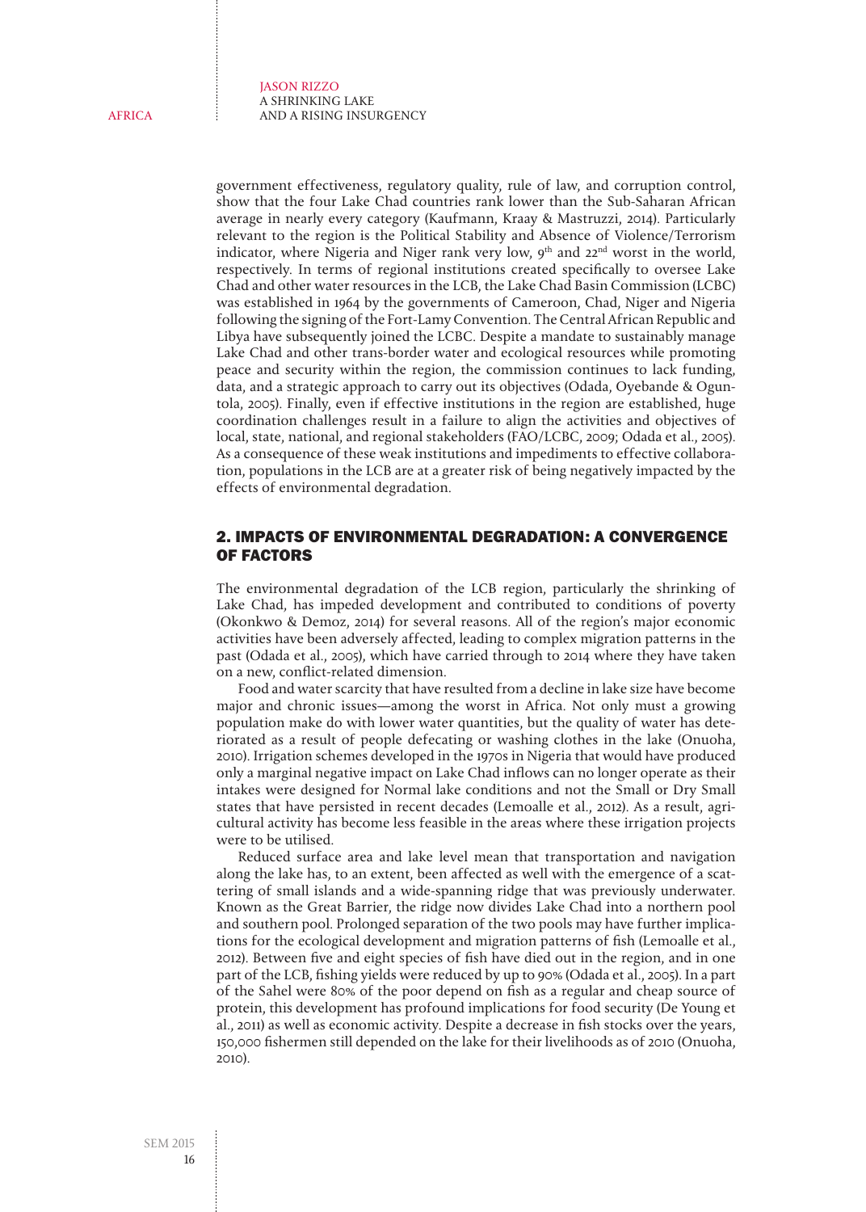government effectiveness, regulatory quality, rule of law, and corruption control, show that the four Lake Chad countries rank lower than the Sub-Saharan African average in nearly every category (Kaufmann, Kraay & Mastruzzi, 2014). Particularly relevant to the region is the Political Stability and Absence of Violence/Terrorism indicator, where Nigeria and Niger rank very low, 9th and 22nd worst in the world, respectively. In terms of regional institutions created specifically to oversee Lake Chad and other water resources in the LCB, the Lake Chad Basin Commission (LCBC) was established in 1964 by the governments of Cameroon, Chad, Niger and Nigeria following the signing of the Fort-Lamy Convention. The Central African Republic and Libya have subsequently joined the LCBC. Despite a mandate to sustainably manage Lake Chad and other trans-border water and ecological resources while promoting peace and security within the region, the commission continues to lack funding, data, and a strategic approach to carry out its objectives (Odada, Oyebande & Oguntola, 2005). Finally, even if effective institutions in the region are established, huge coordination challenges result in a failure to align the activities and objectives of local, state, national, and regional stakeholders (FAO/LCBC, 2009; Odada et al., 2005). As a consequence of these weak institutions and impediments to effective collaboration, populations in the LCB are at a greater risk of being negatively impacted by the effects of environmental degradation.

## 2. IMPACTS OF ENVIRONMENTAL DEGRADATION: A CONVERGENCE OF FACTORS

The environmental degradation of the LCB region, particularly the shrinking of Lake Chad, has impeded development and contributed to conditions of poverty (Okonkwo & Demoz, 2014) for several reasons. All of the region's major economic activities have been adversely affected, leading to complex migration patterns in the past (Odada et al., 2005), which have carried through to 2014 where they have taken on a new, conflict-related dimension.

Food and water scarcity that have resulted from a decline in lake size have become major and chronic issues—among the worst in Africa. Not only must a growing population make do with lower water quantities, but the quality of water has deteriorated as a result of people defecating or washing clothes in the lake (Onuoha, 2010). Irrigation schemes developed in the 1970s in Nigeria that would have produced only a marginal negative impact on Lake Chad inflows can no longer operate as their intakes were designed for Normal lake conditions and not the Small or Dry Small states that have persisted in recent decades (Lemoalle et al., 2012). As a result, agricultural activity has become less feasible in the areas where these irrigation projects were to be utilised.

Reduced surface area and lake level mean that transportation and navigation along the lake has, to an extent, been affected as well with the emergence of a scattering of small islands and a wide-spanning ridge that was previously underwater. Known as the Great Barrier, the ridge now divides Lake Chad into a northern pool and southern pool. Prolonged separation of the two pools may have further implications for the ecological development and migration patterns of fish (Lemoalle et al., 2012). Between five and eight species of fish have died out in the region, and in one part of the LCB, fishing yields were reduced by up to 90% (Odada et al., 2005). In a part of the Sahel were 80% of the poor depend on fish as a regular and cheap source of protein, this development has profound implications for food security (De Young et al., 2011) as well as economic activity. Despite a decrease in fish stocks over the years, 150,000 fishermen still depended on the lake for their livelihoods as of 2010 (Onuoha, 2010).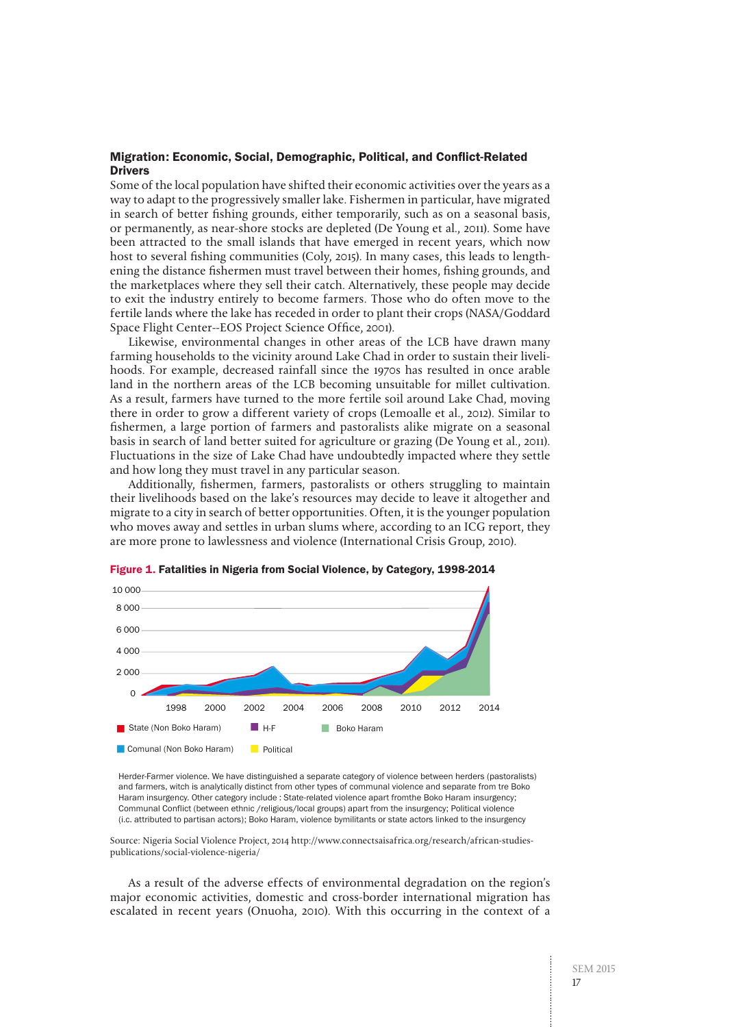### Migration: Economic, Social, Demographic, Political, and Conflict-Related Drivers

Some of the local population have shifted their economic activities over the years as a way to adapt to the progressively smaller lake. Fishermen in particular, have migrated in search of better fishing grounds, either temporarily, such as on a seasonal basis, or permanently, as near-shore stocks are depleted (De Young et al., 2011). Some have been attracted to the small islands that have emerged in recent years, which now host to several fishing communities (Coly, 2015). In many cases, this leads to lengthening the distance fishermen must travel between their homes, fishing grounds, and the marketplaces where they sell their catch. Alternatively, these people may decide to exit the industry entirely to become farmers. Those who do often move to the fertile lands where the lake has receded in order to plant their crops (NASA/Goddard Space Flight Center--EOS Project Science Office, 2001).

Likewise, environmental changes in other areas of the LCB have drawn many farming households to the vicinity around Lake Chad in order to sustain their livelihoods. For example, decreased rainfall since the 1970s has resulted in once arable land in the northern areas of the LCB becoming unsuitable for millet cultivation. As a result, farmers have turned to the more fertile soil around Lake Chad, moving there in order to grow a different variety of crops (Lemoalle et al., 2012). Similar to fishermen, a large portion of farmers and pastoralists alike migrate on a seasonal basis in search of land better suited for agriculture or grazing (De Young et al., 2011). Fluctuations in the size of Lake Chad have undoubtedly impacted where they settle and how long they must travel in any particular season.

Additionally, fishermen, farmers, pastoralists or others struggling to maintain their livelihoods based on the lake's resources may decide to leave it altogether and migrate to a city in search of better opportunities. Often, it is the younger population who moves away and settles in urban slums where, according to an ICG report, they are more prone to lawlessness and violence (International Crisis Group, 2010).

**Figure 1. Fatalities in Nigeria from Social Violence, by Category, 1998-2014**

State (Non Boko Haram) | H-F | Boko Haram | Comunal (Non Boko Haram) | Political

Herder-Farmer violence. We have distinguished a separate category of violence between herders (pastoralists) and farmers, witch is analytically distinct from other types of communal violence and separate from tre Boko Haram insurgency. Other category include : State-related violence apart fromthe Boko Haram insurgency; Communal Conflict (between ethnic /religious/local groups) apart from the insurgency; Political violence (i.e. attributed to partisan actors); Boko Haram, violence bymilitants or state actors linked to the insurgency

Source: Nigeria Social Violence Project, 2014 http://www.connectsaisafrica.org/research/african-studies-publications/social-violence-nigeria/

As a result of the adverse effects of environmental degradation on the region's major economic activities, domestic and cross-border international migration has escalated in recent years (Onuoha, 2010). With this occurring in the context of a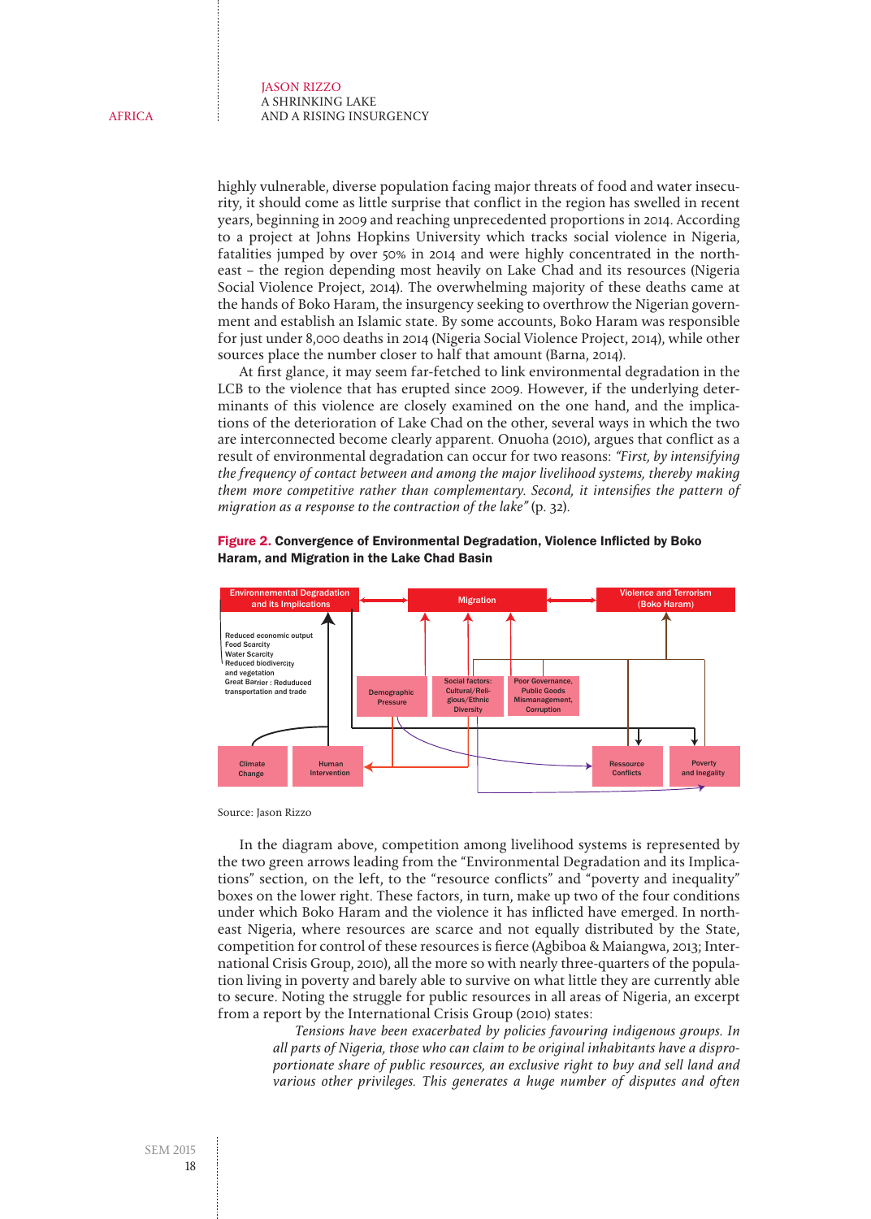highly vulnerable, diverse population facing major threats of food and water insecurity, it should come as little surprise that conflict in the region has swelled in recent years, beginning in 2009 and reaching unprecedented proportions in 2014. According to a project at Johns Hopkins University which tracks social violence in Nigeria, fatalities jumped by over 50% in 2014 and were highly concentrated in the northeast – the region depending most heavily on Lake Chad and its resources (Nigeria Social Violence Project, 2014). The overwhelming majority of these deaths came at the hands of Boko Haram, the insurgency seeking to overthrow the Nigerian government and establish an Islamic state. By some accounts, Boko Haram was responsible for just under 8,000 deaths in 2014 (Nigeria Social Violence Project, 2014), while other sources place the number closer to half that amount (Barna, 2014).

At first glance, it may seem far-fetched to link environmental degradation in the LCB to the violence that has erupted since 2009. However, if the underlying determinants of this violence are closely examined on the one hand, and the implications of the deterioration of Lake Chad on the other, several ways in which the two are interconnected become clearly apparent. Onuoha (2010), argues that conflict as a result of environmental degradation can occur for two reasons: *"First, by intensifying the frequency of contact between and among the major livelihood systems, thereby making them more competitive rather than complementary. Second, it intensifies the pattern of migration as a response to the contraction of the lake"* (p. 32).

**Figure 2. Convergence of Environmental Degradation, Violence Inflicted by Boko Haram, and Migration in the Lake Chad Basin**

Environmental Degradation and its Implications: Reduced economic output; Food Scarcity; Water Scarcity; Reduced biodivercity and vegetation; Great Barrier : Reduduced transportation and trade

Migration

Violence and Terrorism (Boko Haram)

Demographic Pressure | Social factors: Cultural/Religious/Ethnic Diversity | Poor Governance, Public Goods Mismanagement, Corruption

Climate Change | Human Intervention | Ressource Conflicts | Poverty and Inegality

Source: Jason Rizzo

In the diagram above, competition among livelihood systems is represented by the two green arrows leading from the "Environmental Degradation and its Implications" section, on the left, to the "resource conflicts" and "poverty and inequality" boxes on the lower right. These factors, in turn, make up two of the four conditions under which Boko Haram and the violence it has inflicted have emerged. In northeast Nigeria, where resources are scarce and not equally distributed by the State, competition for control of these resources is fierce (Agbiboa & Maiangwa, 2013; International Crisis Group, 2010), all the more so with nearly three-quarters of the population living in poverty and barely able to survive on what little they are currently able to secure. Noting the struggle for public resources in all areas of Nigeria, an excerpt from a report by the International Crisis Group (2010) states:

> *Tensions have been exacerbated by policies favouring indigenous groups. In all parts of Nigeria, those who can claim to be original inhabitants have a disproportionate share of public resources, an exclusive right to buy and sell land and various other privileges. This generates a huge number of disputes and often*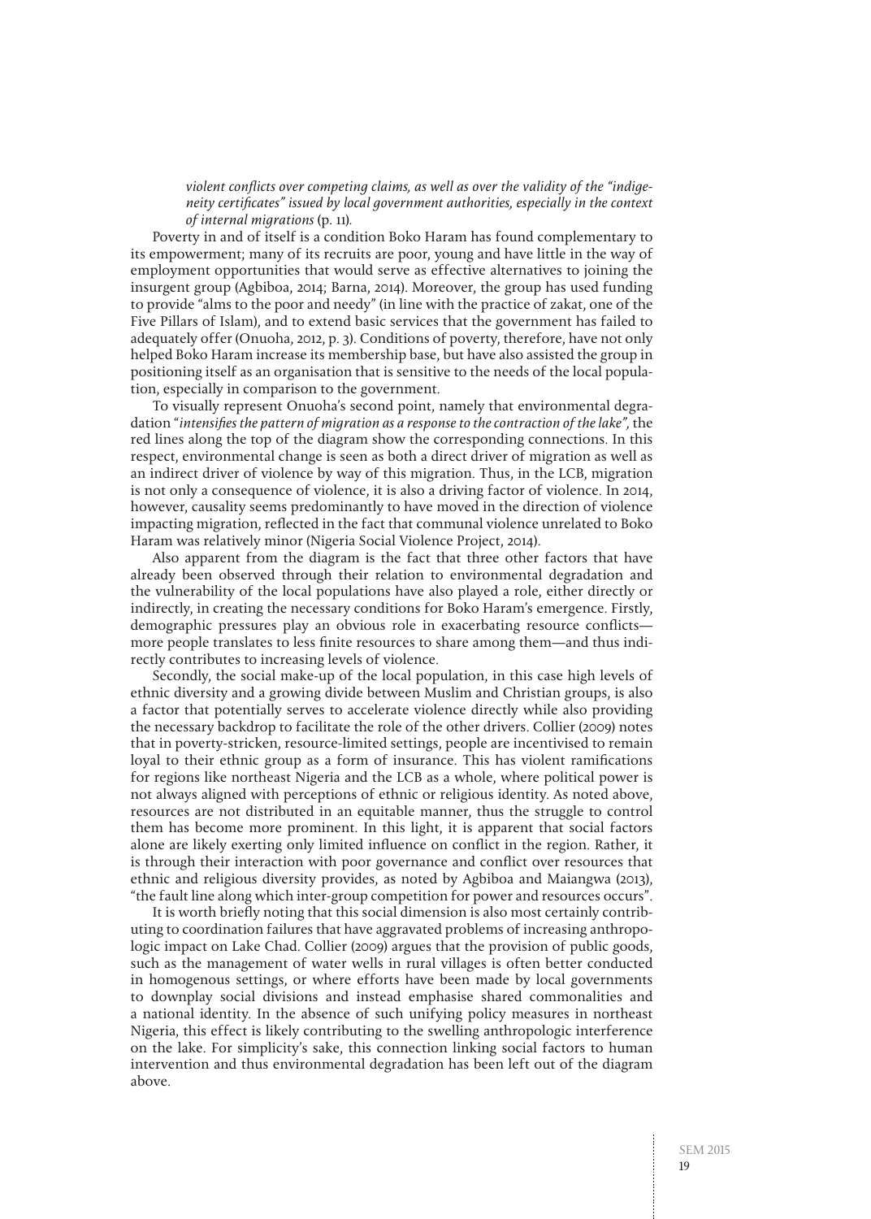> *violent conflicts over competing claims, as well as over the validity of the "indigeneity certificates" issued by local government authorities, especially in the context of internal migrations* (p. 11).

Poverty in and of itself is a condition Boko Haram has found complementary to its empowerment; many of its recruits are poor, young and have little in the way of employment opportunities that would serve as effective alternatives to joining the insurgent group (Agbiboa, 2014; Barna, 2014). Moreover, the group has used funding to provide "alms to the poor and needy" (in line with the practice of zakat, one of the Five Pillars of Islam), and to extend basic services that the government has failed to adequately offer (Onuoha, 2012, p. 3). Conditions of poverty, therefore, have not only helped Boko Haram increase its membership base, but have also assisted the group in positioning itself as an organisation that is sensitive to the needs of the local population, especially in comparison to the government.

To visually represent Onuoha's second point, namely that environmental degradation "*intensifies the pattern of migration as a response to the contraction of the lake",* the red lines along the top of the diagram show the corresponding connections. In this respect, environmental change is seen as both a direct driver of migration as well as an indirect driver of violence by way of this migration. Thus, in the LCB, migration is not only a consequence of violence, it is also a driving factor of violence. In 2014, however, causality seems predominantly to have moved in the direction of violence impacting migration, reflected in the fact that communal violence unrelated to Boko Haram was relatively minor (Nigeria Social Violence Project, 2014).

Also apparent from the diagram is the fact that three other factors that have already been observed through their relation to environmental degradation and the vulnerability of the local populations have also played a role, either directly or indirectly, in creating the necessary conditions for Boko Haram's emergence. Firstly, demographic pressures play an obvious role in exacerbating resource conflicts—more people translates to less finite resources to share among them—and thus indirectly contributes to increasing levels of violence.

Secondly, the social make-up of the local population, in this case high levels of ethnic diversity and a growing divide between Muslim and Christian groups, is also a factor that potentially serves to accelerate violence directly while also providing the necessary backdrop to facilitate the role of the other drivers. Collier (2009) notes that in poverty-stricken, resource-limited settings, people are incentivised to remain loyal to their ethnic group as a form of insurance. This has violent ramifications for regions like northeast Nigeria and the LCB as a whole, where political power is not always aligned with perceptions of ethnic or religious identity. As noted above, resources are not distributed in an equitable manner, thus the struggle to control them has become more prominent. In this light, it is apparent that social factors alone are likely exerting only limited influence on conflict in the region. Rather, it is through their interaction with poor governance and conflict over resources that ethnic and religious diversity provides, as noted by Agbiboa and Maiangwa (2013), "the fault line along which inter-group competition for power and resources occurs".

It is worth briefly noting that this social dimension is also most certainly contributing to coordination failures that have aggravated problems of increasing anthropologic impact on Lake Chad. Collier (2009) argues that the provision of public goods, such as the management of water wells in rural villages is often better conducted in homogenous settings, or where efforts have been made by local governments to downplay social divisions and instead emphasise shared commonalities and a national identity. In the absence of such unifying policy measures in northeast Nigeria, this effect is likely contributing to the swelling anthropologic interference on the lake. For simplicity's sake, this connection linking social factors to human intervention and thus environmental degradation has been left out of the diagram above.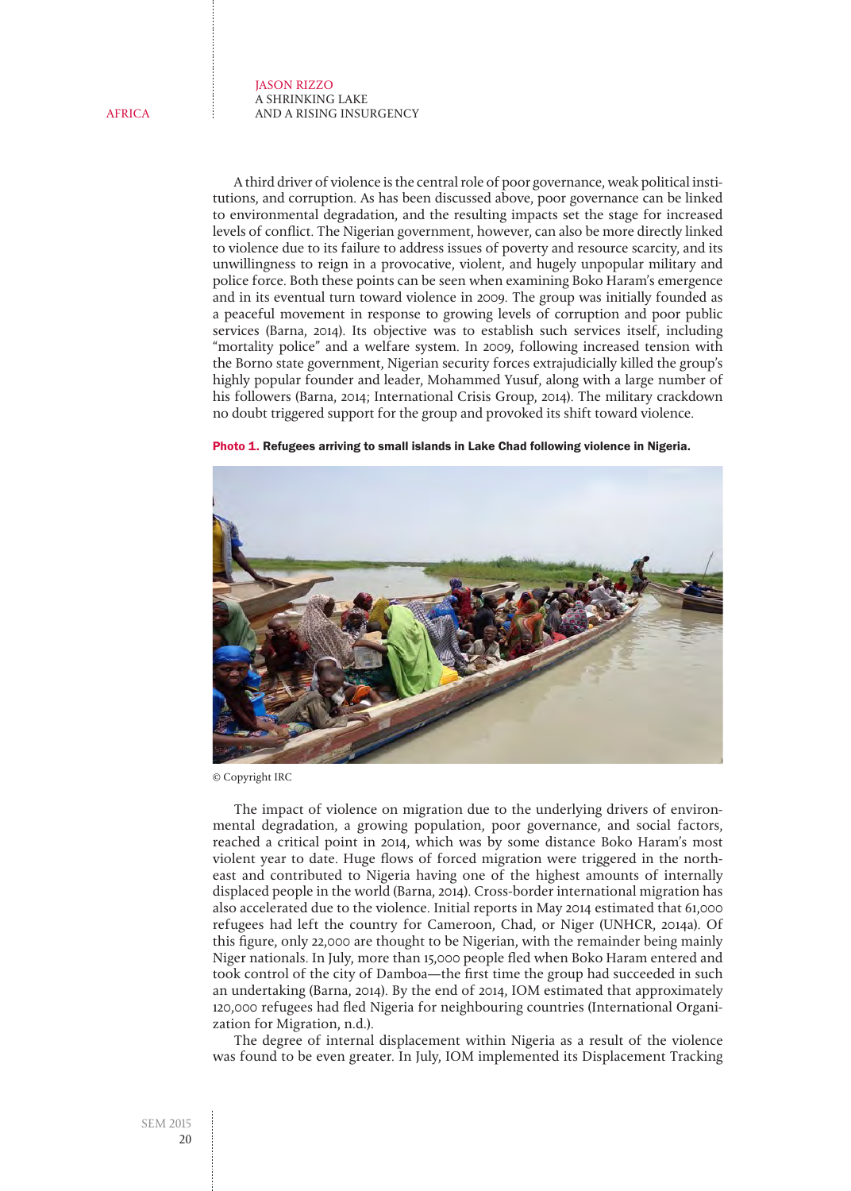A third driver of violence is the central role of poor governance, weak political institutions, and corruption. As has been discussed above, poor governance can be linked to environmental degradation, and the resulting impacts set the stage for increased levels of conflict. The Nigerian government, however, can also be more directly linked to violence due to its failure to address issues of poverty and resource scarcity, and its unwillingness to reign in a provocative, violent, and hugely unpopular military and police force. Both these points can be seen when examining Boko Haram's emergence and in its eventual turn toward violence in 2009. The group was initially founded as a peaceful movement in response to growing levels of corruption and poor public services (Barna, 2014). Its objective was to establish such services itself, including "mortality police" and a welfare system. In 2009, following increased tension with the Borno state government, Nigerian security forces extrajudicially killed the group's highly popular founder and leader, Mohammed Yusuf, along with a large number of his followers (Barna, 2014; International Crisis Group, 2014). The military crackdown no doubt triggered support for the group and provoked its shift toward violence.

**Photo 1. Refugees arriving to small islands in Lake Chad following violence in Nigeria.**

© Copyright IRC

The impact of violence on migration due to the underlying drivers of environmental degradation, a growing population, poor governance, and social factors, reached a critical point in 2014, which was by some distance Boko Haram's most violent year to date. Huge flows of forced migration were triggered in the northeast and contributed to Nigeria having one of the highest amounts of internally displaced people in the world (Barna, 2014). Cross-border international migration has also accelerated due to the violence. Initial reports in May 2014 estimated that 61,000 refugees had left the country for Cameroon, Chad, or Niger (UNHCR, 2014a). Of this figure, only 22,000 are thought to be Nigerian, with the remainder being mainly Niger nationals. In July, more than 15,000 people fled when Boko Haram entered and took control of the city of Damboa—the first time the group had succeeded in such an undertaking (Barna, 2014). By the end of 2014, IOM estimated that approximately 120,000 refugees had fled Nigeria for neighbouring countries (International Organization for Migration, n.d.).

The degree of internal displacement within Nigeria as a result of the violence was found to be even greater. In July, IOM implemented its Displacement Tracking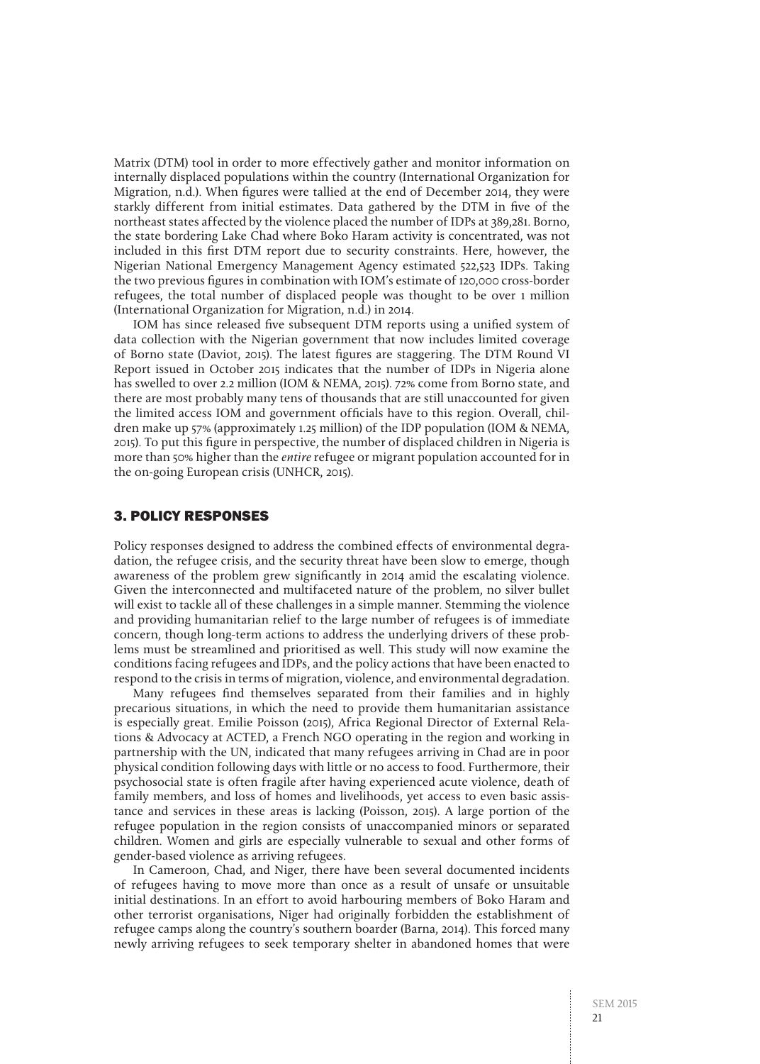Matrix (DTM) tool in order to more effectively gather and monitor information on internally displaced populations within the country (International Organization for Migration, n.d.). When figures were tallied at the end of December 2014, they were starkly different from initial estimates. Data gathered by the DTM in five of the northeast states affected by the violence placed the number of IDPs at 389,281. Borno, the state bordering Lake Chad where Boko Haram activity is concentrated, was not included in this first DTM report due to security constraints. Here, however, the Nigerian National Emergency Management Agency estimated 522,523 IDPs. Taking the two previous figures in combination with IOM's estimate of 120,000 cross-border refugees, the total number of displaced people was thought to be over 1 million (International Organization for Migration, n.d.) in 2014.

IOM has since released five subsequent DTM reports using a unified system of data collection with the Nigerian government that now includes limited coverage of Borno state (Daviot, 2015). The latest figures are staggering. The DTM Round VI Report issued in October 2015 indicates that the number of IDPs in Nigeria alone has swelled to over 2.2 million (IOM & NEMA, 2015). 72% come from Borno state, and there are most probably many tens of thousands that are still unaccounted for given the limited access IOM and government officials have to this region. Overall, children make up 57% (approximately 1.25 million) of the IDP population (IOM & NEMA, 2015). To put this figure in perspective, the number of displaced children in Nigeria is more than 50% higher than the *entire* refugee or migrant population accounted for in the on-going European crisis (UNHCR, 2015).

## 3. POLICY RESPONSES

Policy responses designed to address the combined effects of environmental degradation, the refugee crisis, and the security threat have been slow to emerge, though awareness of the problem grew significantly in 2014 amid the escalating violence. Given the interconnected and multifaceted nature of the problem, no silver bullet will exist to tackle all of these challenges in a simple manner. Stemming the violence and providing humanitarian relief to the large number of refugees is of immediate concern, though long-term actions to address the underlying drivers of these problems must be streamlined and prioritised as well. This study will now examine the conditions facing refugees and IDPs, and the policy actions that have been enacted to respond to the crisis in terms of migration, violence, and environmental degradation.

Many refugees find themselves separated from their families and in highly precarious situations, in which the need to provide them humanitarian assistance is especially great. Emilie Poisson (2015), Africa Regional Director of External Relations & Advocacy at ACTED, a French NGO operating in the region and working in partnership with the UN, indicated that many refugees arriving in Chad are in poor physical condition following days with little or no access to food. Furthermore, their psychosocial state is often fragile after having experienced acute violence, death of family members, and loss of homes and livelihoods, yet access to even basic assistance and services in these areas is lacking (Poisson, 2015). A large portion of the refugee population in the region consists of unaccompanied minors or separated children. Women and girls are especially vulnerable to sexual and other forms of gender-based violence as arriving refugees.

In Cameroon, Chad, and Niger, there have been several documented incidents of refugees having to move more than once as a result of unsafe or unsuitable initial destinations. In an effort to avoid harbouring members of Boko Haram and other terrorist organisations, Niger had originally forbidden the establishment of refugee camps along the country's southern boarder (Barna, 2014). This forced many newly arriving refugees to seek temporary shelter in abandoned homes that were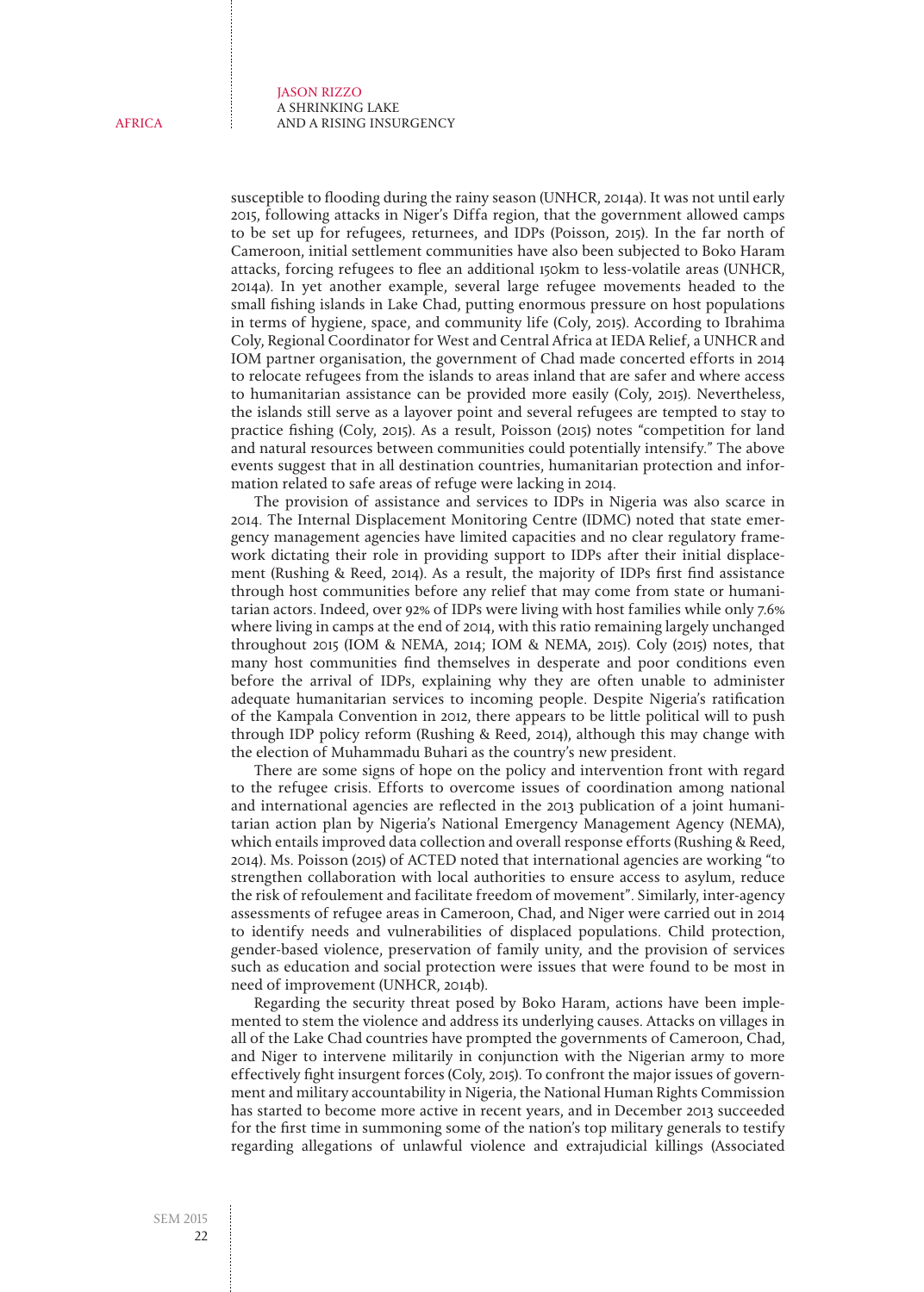susceptible to flooding during the rainy season (UNHCR, 2014a). It was not until early 2015, following attacks in Niger's Diffa region, that the government allowed camps to be set up for refugees, returnees, and IDPs (Poisson, 2015). In the far north of Cameroon, initial settlement communities have also been subjected to Boko Haram attacks, forcing refugees to flee an additional 150km to less-volatile areas (UNHCR, 2014a). In yet another example, several large refugee movements headed to the small fishing islands in Lake Chad, putting enormous pressure on host populations in terms of hygiene, space, and community life (Coly, 2015). According to Ibrahima Coly, Regional Coordinator for West and Central Africa at IEDA Relief, a UNHCR and IOM partner organisation, the government of Chad made concerted efforts in 2014 to relocate refugees from the islands to areas inland that are safer and where access to humanitarian assistance can be provided more easily (Coly, 2015). Nevertheless, the islands still serve as a layover point and several refugees are tempted to stay to practice fishing (Coly, 2015). As a result, Poisson (2015) notes "competition for land and natural resources between communities could potentially intensify." The above events suggest that in all destination countries, humanitarian protection and information related to safe areas of refuge were lacking in 2014.

The provision of assistance and services to IDPs in Nigeria was also scarce in 2014. The Internal Displacement Monitoring Centre (IDMC) noted that state emergency management agencies have limited capacities and no clear regulatory framework dictating their role in providing support to IDPs after their initial displacement (Rushing & Reed, 2014). As a result, the majority of IDPs first find assistance through host communities before any relief that may come from state or humanitarian actors. Indeed, over 92% of IDPs were living with host families while only 7.6% where living in camps at the end of 2014, with this ratio remaining largely unchanged throughout 2015 (IOM & NEMA, 2014; IOM & NEMA, 2015). Coly (2015) notes, that many host communities find themselves in desperate and poor conditions even before the arrival of IDPs, explaining why they are often unable to administer adequate humanitarian services to incoming people. Despite Nigeria's ratification of the Kampala Convention in 2012, there appears to be little political will to push through IDP policy reform (Rushing & Reed, 2014), although this may change with the election of Muhammadu Buhari as the country's new president.

There are some signs of hope on the policy and intervention front with regard to the refugee crisis. Efforts to overcome issues of coordination among national and international agencies are reflected in the 2013 publication of a joint humanitarian action plan by Nigeria's National Emergency Management Agency (NEMA), which entails improved data collection and overall response efforts (Rushing & Reed, 2014). Ms. Poisson (2015) of ACTED noted that international agencies are working "to strengthen collaboration with local authorities to ensure access to asylum, reduce the risk of refoulement and facilitate freedom of movement". Similarly, inter-agency assessments of refugee areas in Cameroon, Chad, and Niger were carried out in 2014 to identify needs and vulnerabilities of displaced populations. Child protection, gender-based violence, preservation of family unity, and the provision of services such as education and social protection were issues that were found to be most in need of improvement (UNHCR, 2014b).

Regarding the security threat posed by Boko Haram, actions have been implemented to stem the violence and address its underlying causes. Attacks on villages in all of the Lake Chad countries have prompted the governments of Cameroon, Chad, and Niger to intervene militarily in conjunction with the Nigerian army to more effectively fight insurgent forces (Coly, 2015). To confront the major issues of government and military accountability in Nigeria, the National Human Rights Commission has started to become more active in recent years, and in December 2013 succeeded for the first time in summoning some of the nation's top military generals to testify regarding allegations of unlawful violence and extrajudicial killings (Associated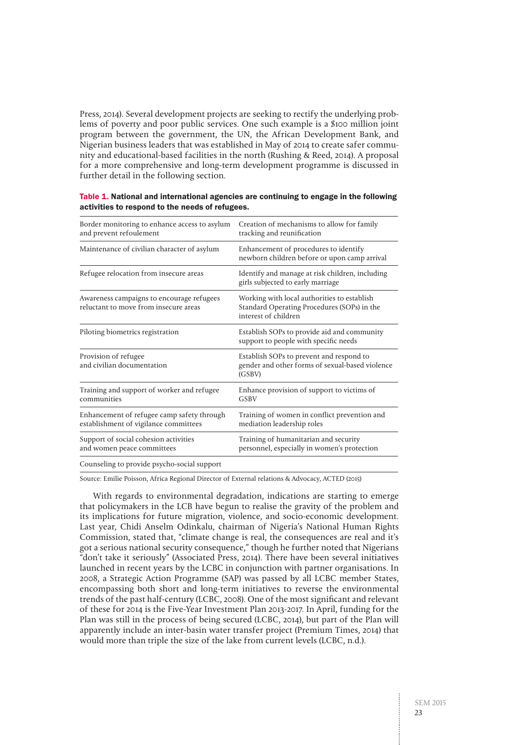Press, 2014). Several development projects are seeking to rectify the underlying problems of poverty and poor public services. One such example is a $100 million joint program between the government, the UN, the African Development Bank, and Nigerian business leaders that was established in May of 2014 to create safer community and educational-based facilities in the north (Rushing & Reed, 2014). A proposal for a more comprehensive and long-term development programme is discussed in further detail in the following section.

**Table 1. National and international agencies are continuing to engage in the following activities to respond to the needs of refugees.**

| | |
|---|---|
| Border monitoring to enhance access to asylum and prevent refoulement | Creation of mechanisms to allow for family tracking and reunification |
| Maintenance of civilian character of asylum | Enhancement of procedures to identify newborn children before or upon camp arrival |
| Refugee relocation from insecure areas | Identify and manage at risk children, including girls subjected to early marriage |
| Awareness campaigns to encourage refugees reluctant to move from insecure areas | Working with local authorities to establish Standard Operating Procedures (SOPs) in the interest of children |
| Piloting biometrics registration | Establish SOPs to provide aid and community support to people with specific needs |
| Provision of refugee and civilian documentation | Establish SOPs to prevent and respond to gender and other forms of sexual-based violence (GSBV) |
| Training and support of worker and refugee communities | Enhance provision of support to victims of GSBV |
| Enhancement of refugee camp safety through establishment of vigilance committees | Training of women in conflict prevention and mediation leadership roles |
| Support of social cohesion activities and women peace committees | Training of humanitarian and security personnel, especially in women's protection |
| Counseling to provide psycho-social support | |

Source: Emilie Poisson, Africa Regional Director of External relations & Advocacy, ACTED (2015)

With regards to environmental degradation, indications are starting to emerge that policymakers in the LCB have begun to realise the gravity of the problem and its implications for future migration, violence, and socio-economic development. Last year, Chidi Anselm Odinkalu, chairman of Nigeria's National Human Rights Commission, stated that, "climate change is real, the consequences are real and it's got a serious national security consequence," though he further noted that Nigerians "don't take it seriously" (Associated Press, 2014). There have been several initiatives launched in recent years by the LCBC in conjunction with partner organisations. In 2008, a Strategic Action Programme (SAP) was passed by all LCBC member States, encompassing both short and long-term initiatives to reverse the environmental trends of the past half-century (LCBC, 2008). One of the most significant and relevant of these for 2014 is the Five-Year Investment Plan 2013-2017. In April, funding for the Plan was still in the process of being secured (LCBC, 2014), but part of the Plan will apparently include an inter-basin water transfer project (Premium Times, 2014) that would more than triple the size of the lake from current levels (LCBC, n.d.).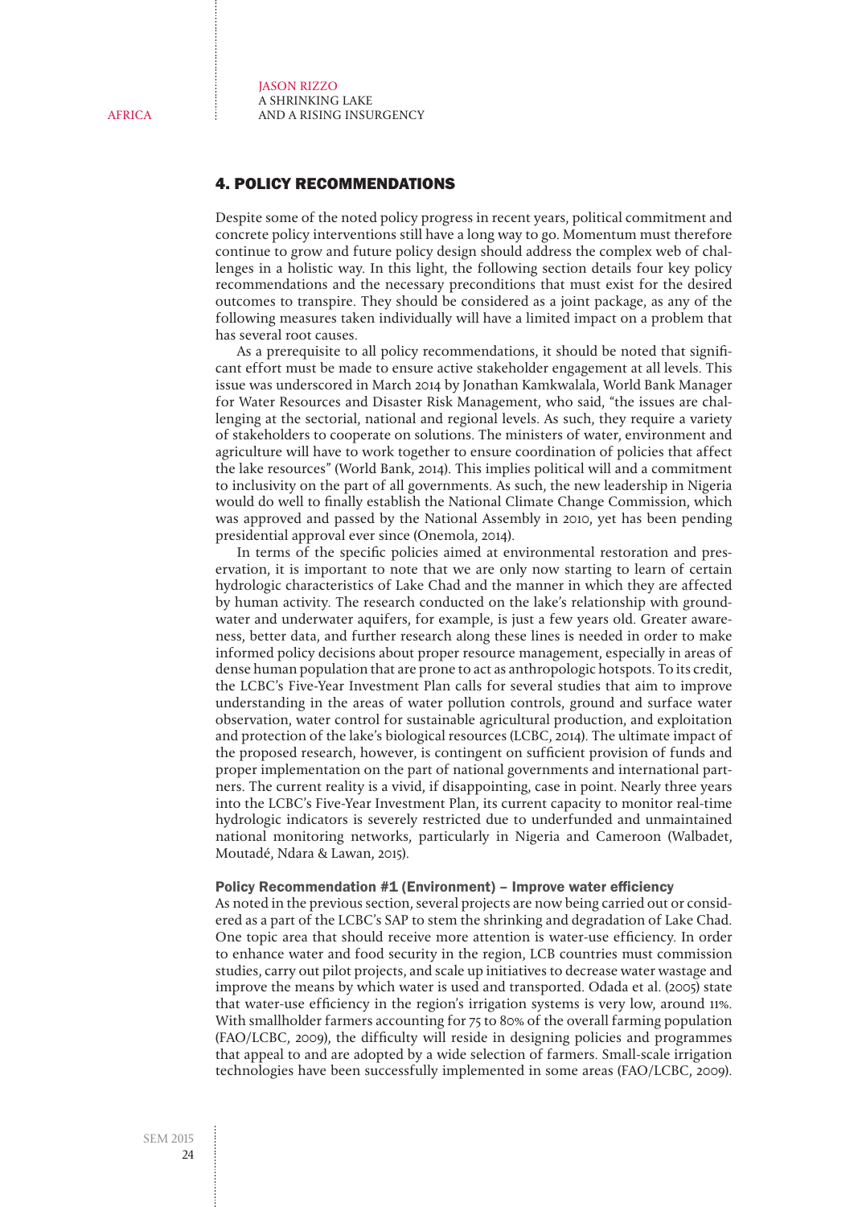## 4. POLICY RECOMMENDATIONS

Despite some of the noted policy progress in recent years, political commitment and concrete policy interventions still have a long way to go. Momentum must therefore continue to grow and future policy design should address the complex web of challenges in a holistic way. In this light, the following section details four key policy recommendations and the necessary preconditions that must exist for the desired outcomes to transpire. They should be considered as a joint package, as any of the following measures taken individually will have a limited impact on a problem that has several root causes.

As a prerequisite to all policy recommendations, it should be noted that significant effort must be made to ensure active stakeholder engagement at all levels. This issue was underscored in March 2014 by Jonathan Kamkwalala, World Bank Manager for Water Resources and Disaster Risk Management, who said, "the issues are challenging at the sectorial, national and regional levels. As such, they require a variety of stakeholders to cooperate on solutions. The ministers of water, environment and agriculture will have to work together to ensure coordination of policies that affect the lake resources" (World Bank, 2014). This implies political will and a commitment to inclusivity on the part of all governments. As such, the new leadership in Nigeria would do well to finally establish the National Climate Change Commission, which was approved and passed by the National Assembly in 2010, yet has been pending presidential approval ever since (Onemola, 2014).

In terms of the specific policies aimed at environmental restoration and preservation, it is important to note that we are only now starting to learn of certain hydrologic characteristics of Lake Chad and the manner in which they are affected by human activity. The research conducted on the lake's relationship with groundwater and underwater aquifers, for example, is just a few years old. Greater awareness, better data, and further research along these lines is needed in order to make informed policy decisions about proper resource management, especially in areas of dense human population that are prone to act as anthropologic hotspots. To its credit, the LCBC's Five-Year Investment Plan calls for several studies that aim to improve understanding in the areas of water pollution controls, ground and surface water observation, water control for sustainable agricultural production, and exploitation and protection of the lake's biological resources (LCBC, 2014). The ultimate impact of the proposed research, however, is contingent on sufficient provision of funds and proper implementation on the part of national governments and international partners. The current reality is a vivid, if disappointing, case in point. Nearly three years into the LCBC's Five-Year Investment Plan, its current capacity to monitor real-time hydrologic indicators is severely restricted due to underfunded and unmaintained national monitoring networks, particularly in Nigeria and Cameroon (Walbadet, Moutadé, Ndara & Lawan, 2015).

### Policy Recommendation #1 (Environment) – Improve water efficiency

As noted in the previous section, several projects are now being carried out or considered as a part of the LCBC's SAP to stem the shrinking and degradation of Lake Chad. One topic area that should receive more attention is water-use efficiency. In order to enhance water and food security in the region, LCB countries must commission studies, carry out pilot projects, and scale up initiatives to decrease water wastage and improve the means by which water is used and transported. Odada et al. (2005) state that water-use efficiency in the region's irrigation systems is very low, around 11%. With smallholder farmers accounting for 75 to 80% of the overall farming population (FAO/LCBC, 2009), the difficulty will reside in designing policies and programmes that appeal to and are adopted by a wide selection of farmers. Small-scale irrigation technologies have been successfully implemented in some areas (FAO/LCBC, 2009).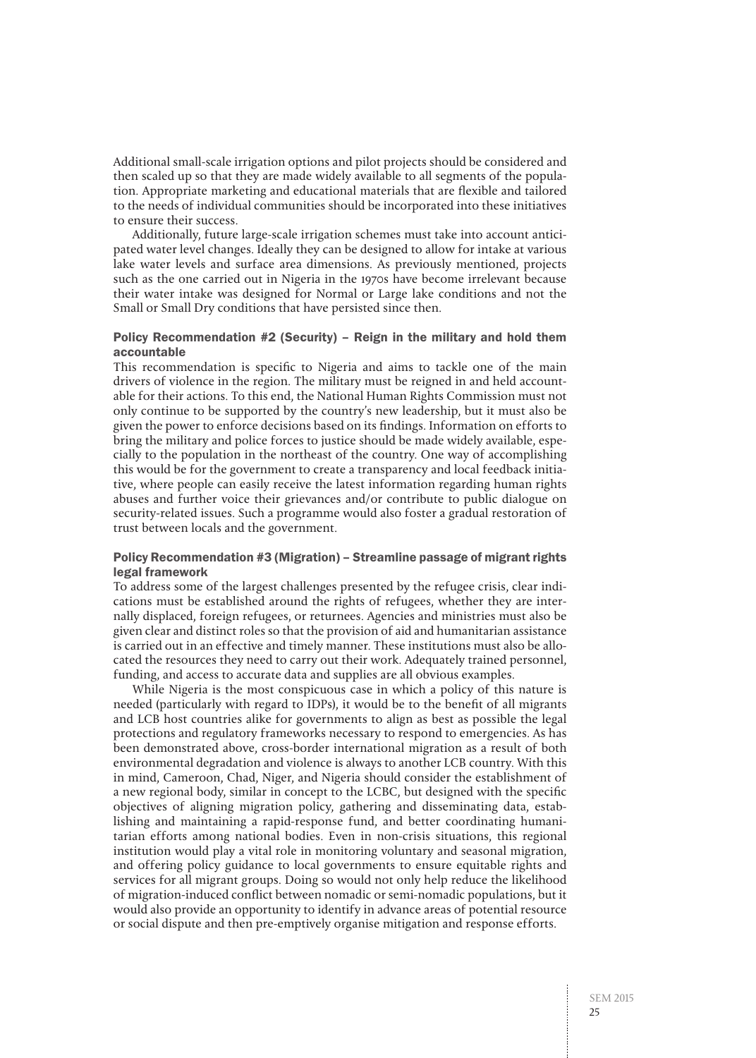Additional small-scale irrigation options and pilot projects should be considered and then scaled up so that they are made widely available to all segments of the population. Appropriate marketing and educational materials that are flexible and tailored to the needs of individual communities should be incorporated into these initiatives to ensure their success.

Additionally, future large-scale irrigation schemes must take into account anticipated water level changes. Ideally they can be designed to allow for intake at various lake water levels and surface area dimensions. As previously mentioned, projects such as the one carried out in Nigeria in the 1970s have become irrelevant because their water intake was designed for Normal or Large lake conditions and not the Small or Small Dry conditions that have persisted since then.

#### Policy Recommendation #2 (Security) – Reign in the military and hold them accountable

This recommendation is specific to Nigeria and aims to tackle one of the main drivers of violence in the region. The military must be reigned in and held accountable for their actions. To this end, the National Human Rights Commission must not only continue to be supported by the country's new leadership, but it must also be given the power to enforce decisions based on its findings. Information on efforts to bring the military and police forces to justice should be made widely available, especially to the population in the northeast of the country. One way of accomplishing this would be for the government to create a transparency and local feedback initiative, where people can easily receive the latest information regarding human rights abuses and further voice their grievances and/or contribute to public dialogue on security-related issues. Such a programme would also foster a gradual restoration of trust between locals and the government.

#### Policy Recommendation #3 (Migration) – Streamline passage of migrant rights legal framework

To address some of the largest challenges presented by the refugee crisis, clear indications must be established around the rights of refugees, whether they are internally displaced, foreign refugees, or returnees. Agencies and ministries must also be given clear and distinct roles so that the provision of aid and humanitarian assistance is carried out in an effective and timely manner. These institutions must also be allocated the resources they need to carry out their work. Adequately trained personnel, funding, and access to accurate data and supplies are all obvious examples.

While Nigeria is the most conspicuous case in which a policy of this nature is needed (particularly with regard to IDPs), it would be to the benefit of all migrants and LCB host countries alike for governments to align as best as possible the legal protections and regulatory frameworks necessary to respond to emergencies. As has been demonstrated above, cross-border international migration as a result of both environmental degradation and violence is always to another LCB country. With this in mind, Cameroon, Chad, Niger, and Nigeria should consider the establishment of a new regional body, similar in concept to the LCBC, but designed with the specific objectives of aligning migration policy, gathering and disseminating data, establishing and maintaining a rapid-response fund, and better coordinating humanitarian efforts among national bodies. Even in non-crisis situations, this regional institution would play a vital role in monitoring voluntary and seasonal migration, and offering policy guidance to local governments to ensure equitable rights and services for all migrant groups. Doing so would not only help reduce the likelihood of migration-induced conflict between nomadic or semi-nomadic populations, but it would also provide an opportunity to identify in advance areas of potential resource or social dispute and then pre-emptively organise mitigation and response efforts.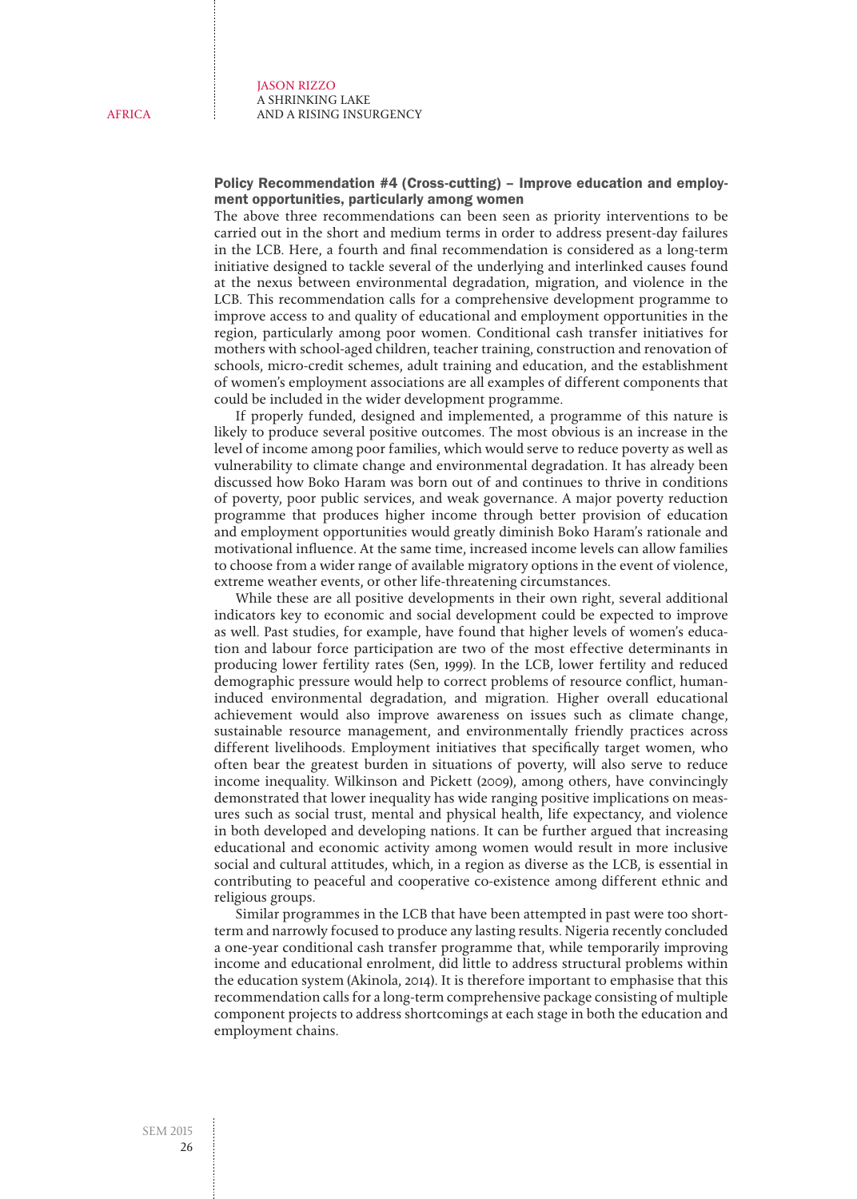**Policy Recommendation #4 (Cross-cutting) – Improve education and employment opportunities, particularly among women**

The above three recommendations can been seen as priority interventions to be carried out in the short and medium terms in order to address present-day failures in the LCB. Here, a fourth and final recommendation is considered as a long-term initiative designed to tackle several of the underlying and interlinked causes found at the nexus between environmental degradation, migration, and violence in the LCB. This recommendation calls for a comprehensive development programme to improve access to and quality of educational and employment opportunities in the region, particularly among poor women. Conditional cash transfer initiatives for mothers with school-aged children, teacher training, construction and renovation of schools, micro-credit schemes, adult training and education, and the establishment of women's employment associations are all examples of different components that could be included in the wider development programme.

If properly funded, designed and implemented, a programme of this nature is likely to produce several positive outcomes. The most obvious is an increase in the level of income among poor families, which would serve to reduce poverty as well as vulnerability to climate change and environmental degradation. It has already been discussed how Boko Haram was born out of and continues to thrive in conditions of poverty, poor public services, and weak governance. A major poverty reduction programme that produces higher income through better provision of education and employment opportunities would greatly diminish Boko Haram's rationale and motivational influence. At the same time, increased income levels can allow families to choose from a wider range of available migratory options in the event of violence, extreme weather events, or other life-threatening circumstances.

While these are all positive developments in their own right, several additional indicators key to economic and social development could be expected to improve as well. Past studies, for example, have found that higher levels of women's education and labour force participation are two of the most effective determinants in producing lower fertility rates (Sen, 1999). In the LCB, lower fertility and reduced demographic pressure would help to correct problems of resource conflict, human-induced environmental degradation, and migration. Higher overall educational achievement would also improve awareness on issues such as climate change, sustainable resource management, and environmentally friendly practices across different livelihoods. Employment initiatives that specifically target women, who often bear the greatest burden in situations of poverty, will also serve to reduce income inequality. Wilkinson and Pickett (2009), among others, have convincingly demonstrated that lower inequality has wide ranging positive implications on measures such as social trust, mental and physical health, life expectancy, and violence in both developed and developing nations. It can be further argued that increasing educational and economic activity among women would result in more inclusive social and cultural attitudes, which, in a region as diverse as the LCB, is essential in contributing to peaceful and cooperative co-existence among different ethnic and religious groups.

Similar programmes in the LCB that have been attempted in past were too short-term and narrowly focused to produce any lasting results. Nigeria recently concluded a one-year conditional cash transfer programme that, while temporarily improving income and educational enrolment, did little to address structural problems within the education system (Akinola, 2014). It is therefore important to emphasise that this recommendation calls for a long-term comprehensive package consisting of multiple component projects to address shortcomings at each stage in both the education and employment chains.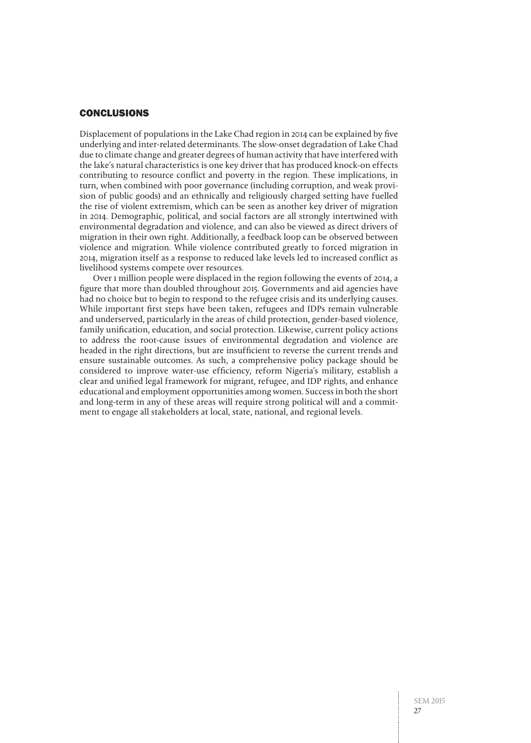## CONCLUSIONS

Displacement of populations in the Lake Chad region in 2014 can be explained by five underlying and inter-related determinants. The slow-onset degradation of Lake Chad due to climate change and greater degrees of human activity that have interfered with the lake's natural characteristics is one key driver that has produced knock-on effects contributing to resource conflict and poverty in the region. These implications, in turn, when combined with poor governance (including corruption, and weak provision of public goods) and an ethnically and religiously charged setting have fuelled the rise of violent extremism, which can be seen as another key driver of migration in 2014. Demographic, political, and social factors are all strongly intertwined with environmental degradation and violence, and can also be viewed as direct drivers of migration in their own right. Additionally, a feedback loop can be observed between violence and migration. While violence contributed greatly to forced migration in 2014, migration itself as a response to reduced lake levels led to increased conflict as livelihood systems compete over resources.

Over 1 million people were displaced in the region following the events of 2014, a figure that more than doubled throughout 2015. Governments and aid agencies have had no choice but to begin to respond to the refugee crisis and its underlying causes. While important first steps have been taken, refugees and IDPs remain vulnerable and underserved, particularly in the areas of child protection, gender-based violence, family unification, education, and social protection. Likewise, current policy actions to address the root-cause issues of environmental degradation and violence are headed in the right directions, but are insufficient to reverse the current trends and ensure sustainable outcomes. As such, a comprehensive policy package should be considered to improve water-use efficiency, reform Nigeria's military, establish a clear and unified legal framework for migrant, refugee, and IDP rights, and enhance educational and employment opportunities among women. Success in both the short and long-term in any of these areas will require strong political will and a commitment to engage all stakeholders at local, state, national, and regional levels.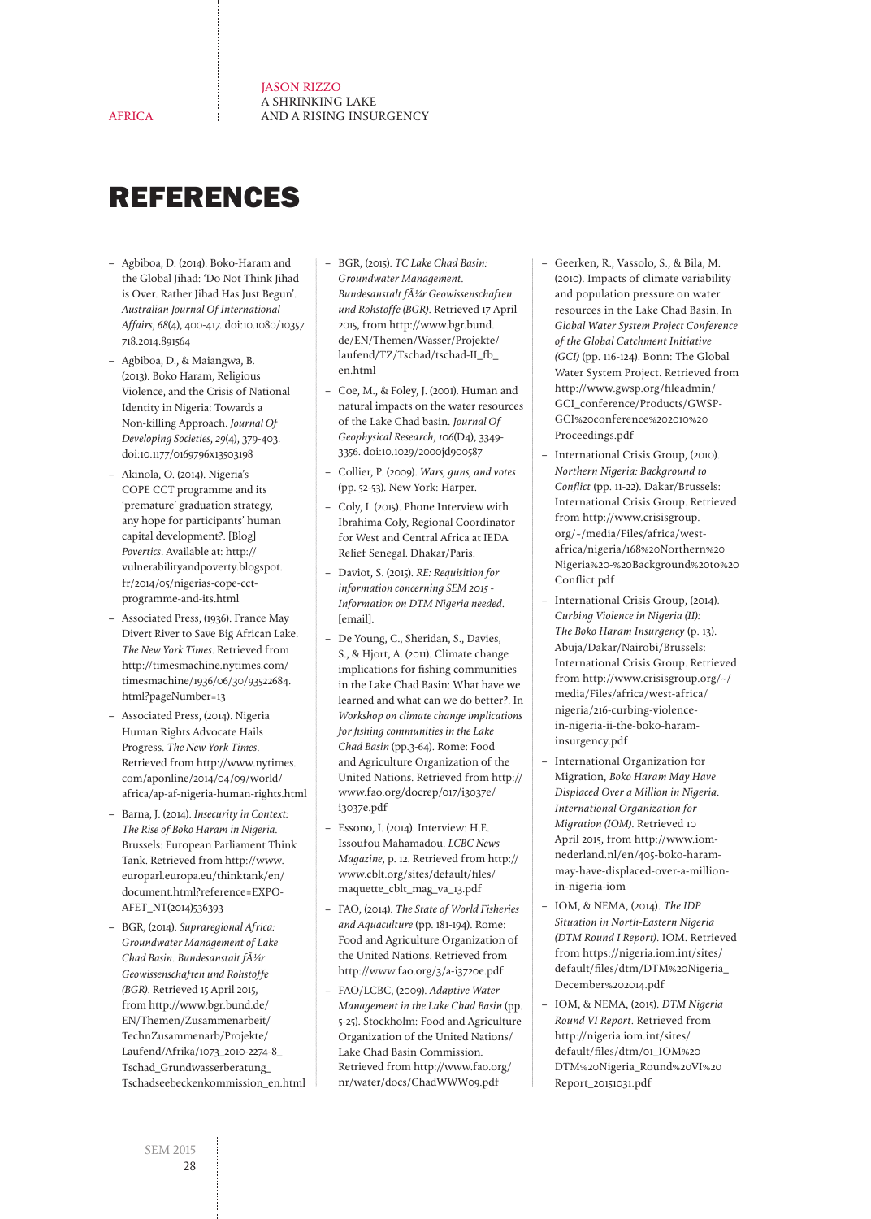# REFERENCES

- Agbiboa, D. (2014). Boko-Haram and the Global Jihad: 'Do Not Think Jihad is Over. Rather Jihad Has Just Begun'. *Australian Journal Of International Affairs*, *68*(4), 400-417. doi:10.1080/10357718.2014.891564
- Agbiboa, D., & Maiangwa, B. (2013). Boko Haram, Religious Violence, and the Crisis of National Identity in Nigeria: Towards a Non-killing Approach. *Journal Of Developing Societies*, *29*(4), 379-403. doi:10.1177/0169796x13503198
- Akinola, O. (2014). Nigeria's COPE CCT programme and its 'premature' graduation strategy, any hope for participants' human capital development?. [Blog] *Povertics*. Available at: http://vulnerabilityandpoverty.blogspot.fr/2014/05/nigerias-cope-cct-programme-and-its.html
- Associated Press, (1936). France May Divert River to Save Big African Lake. *The New York Times*. Retrieved from http://timesmachine.nytimes.com/timesmachine/1936/06/30/93522684.html?pageNumber=13
- Associated Press, (2014). Nigeria Human Rights Advocate Hails Progress. *The New York Times*. Retrieved from http://www.nytimes.com/aponline/2014/04/09/world/africa/ap-af-nigeria-human-rights.html
- Barna, J. (2014). *Insecurity in Context: The Rise of Boko Haram in Nigeria*. Brussels: European Parliament Think Tank. Retrieved from http://www.europarl.europa.eu/thinktank/en/document.html?reference=EXPO-AFET_NT(2014)536393
- BGR, (2014). *Supraregional Africa: Groundwater Management of Lake Chad Basin*. *Bundesanstalt fÃ¼r Geowissenschaften und Rohstoffe (BGR)*. Retrieved 15 April 2015, from http://www.bgr.bund.de/EN/Themen/Zusammenarbeit/TechnZusammenarb/Projekte/Laufend/Afrika/1073_2010-2274-8_Tschad_Grundwasserberatung_Tschadseebeckenkommission_en.html
- BGR, (2015). *TC Lake Chad Basin: Groundwater Management*. *Bundesanstalt fÃ¼r Geowissenschaften und Rohstoffe (BGR)*. Retrieved 17 April 2015, from http://www.bgr.bund.de/EN/Themen/Wasser/Projekte/laufend/TZ/Tschad/tschad-II_fb_en.html
- Coe, M., & Foley, J. (2001). Human and natural impacts on the water resources of the Lake Chad basin. *Journal Of Geophysical Research*, *106*(D4), 3349-3356. doi:10.1029/2000jd900587
- Collier, P. (2009). *Wars, guns, and votes* (pp. 52-53). New York: Harper.
- Coly, I. (2015). Phone Interview with Ibrahima Coly, Regional Coordinator for West and Central Africa at IEDA Relief Senegal. Dhakar/Paris.
- Daviot, S. (2015). *RE: Requisition for information concerning SEM 2015 - Information on DTM Nigeria needed*. [email].
- De Young, C., Sheridan, S., Davies, S., & Hjort, A. (2011). Climate change implications for fishing communities in the Lake Chad Basin: What have we learned and what can we do better?. In *Workshop on climate change implications for fishing communities in the Lake Chad Basin* (pp.3-64). Rome: Food and Agriculture Organization of the United Nations. Retrieved from http://www.fao.org/docrep/017/i3037e/i3037e.pdf
- Essono, I. (2014). Interview: H.E. Issoufou Mahamadou. *LCBC News Magazine*, p. 12. Retrieved from http://www.cblt.org/sites/default/files/maquette_cblt_mag_va_13.pdf
- FAO, (2014). *The State of World Fisheries and Aquaculture* (pp. 181-194). Rome: Food and Agriculture Organization of the United Nations. Retrieved from http://www.fao.org/3/a-i3720e.pdf
- FAO/LCBC, (2009). *Adaptive Water Management in the Lake Chad Basin* (pp. 5-25). Stockholm: Food and Agriculture Organization of the United Nations/ Lake Chad Basin Commission. Retrieved from http://www.fao.org/nr/water/docs/ChadWWW09.pdf
- Geerken, R., Vassolo, S., & Bila, M. (2010). Impacts of climate variability and population pressure on water resources in the Lake Chad Basin. In *Global Water System Project Conference of the Global Catchment Initiative (GCI)* (pp. 116-124). Bonn: The Global Water System Project. Retrieved from http://www.gwsp.org/fileadmin/GCI_conference/Products/GWSP-GCI%20conference%202010%20Proceedings.pdf
- International Crisis Group, (2010). *Northern Nigeria: Background to Conflict* (pp. 11-22). Dakar/Brussels: International Crisis Group. Retrieved from http://www.crisisgroup.org/~/media/Files/africa/west-africa/nigeria/168%20Northern%20Nigeria%20-%20Background%20to%20Conflict.pdf
- International Crisis Group, (2014). *Curbing Violence in Nigeria (II): The Boko Haram Insurgency* (p. 13). Abuja/Dakar/Nairobi/Brussels: International Crisis Group. Retrieved from http://www.crisisgroup.org/~/media/Files/africa/west-africa/nigeria/216-curbing-violence-in-nigeria-ii-the-boko-haram-insurgency.pdf
- International Organization for Migration, *Boko Haram May Have Displaced Over a Million in Nigeria*. *International Organization for Migration (IOM)*. Retrieved 10 April 2015, from http://www.iom-nederland.nl/en/405-boko-haram-may-have-displaced-over-a-million-in-nigeria-iom
- IOM, & NEMA, (2014). *The IDP Situation in North-Eastern Nigeria (DTM Round I Report)*. IOM. Retrieved from https://nigeria.iom.int/sites/default/files/dtm/DTM%20Nigeria_December%202014.pdf
- IOM, & NEMA, (2015). *DTM Nigeria Round VI Report*. Retrieved from http://nigeria.iom.int/sites/default/files/dtm/01_IOM%20DTM%20Nigeria_Round%20VI%20Report_20151031.pdf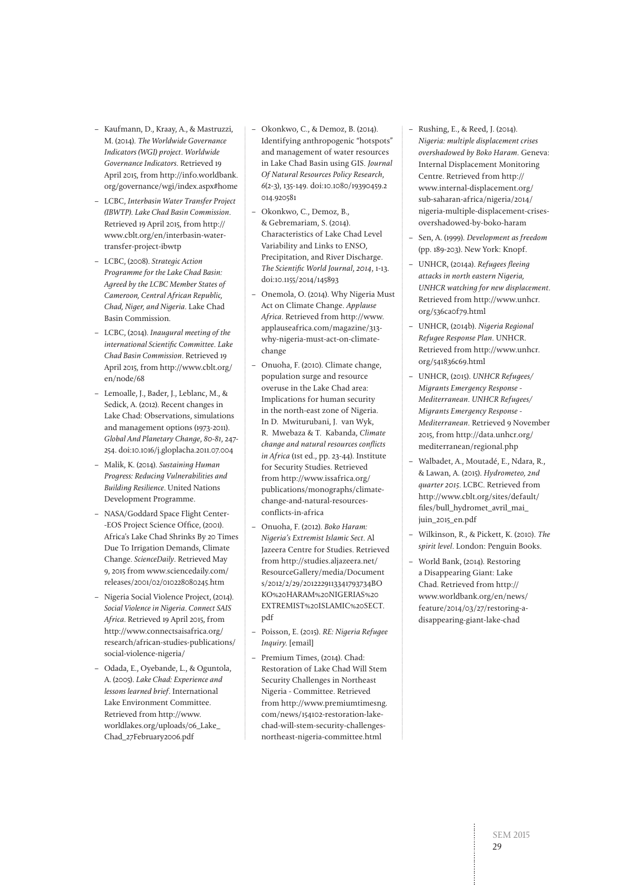- Kaufmann, D., Kraay, A., & Mastruzzi, M. (2014). *The Worldwide Governance Indicators (WGI) project*. *Worldwide Governance Indicators*. Retrieved 19 April 2015, from http://info.worldbank.org/governance/wgi/index.aspx#home
- LCBC, *Interbasin Water Transfer Project (IBWTP)*. *Lake Chad Basin Commission*. Retrieved 19 April 2015, from http://www.cblt.org/en/interbasin-water-transfer-project-ibwtp
- LCBC, (2008). *Strategic Action Programme for the Lake Chad Basin: Agreed by the LCBC Member States of Cameroon, Central African Republic, Chad, Niger, and Nigeria*. Lake Chad Basin Commission.
- LCBC, (2014). *Inaugural meeting of the international Scientific Committee*. *Lake Chad Basin Commission*. Retrieved 19 April 2015, from http://www.cblt.org/en/node/68
- Lemoalle, J., Bader, J., Leblanc, M., & Sedick, A. (2012). Recent changes in Lake Chad: Observations, simulations and management options (1973-2011). *Global And Planetary Change*, *80-81*, 247-254. doi:10.1016/j.gloplacha.2011.07.004
- Malik, K. (2014). *Sustaining Human Progress: Reducing Vulnerabilities and Building Resilience*. United Nations Development Programme.
- NASA/Goddard Space Flight Center--EOS Project Science Office, (2001). Africa's Lake Chad Shrinks By 20 Times Due To Irrigation Demands, Climate Change. *ScienceDaily*. Retrieved May 9, 2015 from www.sciencedaily.com/releases/2001/02/010228080245.htm
- Nigeria Social Violence Project, (2014). *Social Violence in Nigeria*. *Connect SAIS Africa*. Retrieved 19 April 2015, from http://www.connectsaisafrica.org/research/african-studies-publications/social-violence-nigeria/
- Odada, E., Oyebande, L., & Oguntola, A. (2005). *Lake Chad: Experience and lessons learned brief*. International Lake Environment Committee. Retrieved from http://www.worldlakes.org/uploads/06_Lake_Chad_27February2006.pdf
- Okonkwo, C., & Demoz, B. (2014). Identifying anthropogenic "hotspots" and management of water resources in Lake Chad Basin using GIS. *Journal Of Natural Resources Policy Research*, *6*(2-3), 135-149. doi:10.1080/19390459.2014.920581
- Okonkwo, C., Demoz, B., & Gebremariam, S. (2014). Characteristics of Lake Chad Level Variability and Links to ENSO, Precipitation, and River Discharge. *The Scientific World Journal*, *2014*, 1-13. doi:10.1155/2014/145893
- Onemola, O. (2014). Why Nigeria Must Act on Climate Change. *Applause Africa*. Retrieved from http://www.applauseafrica.com/magazine/313-why-nigeria-must-act-on-climate-change
- Onuoha, F. (2010). Climate change, population surge and resource overuse in the Lake Chad area: Implications for human security in the north-east zone of Nigeria. In D. Mwiturubani, J. van Wyk, R. Mwebaza & T. Kabanda, *Climate change and natural resources conflicts in Africa* (1st ed., pp. 23-44). Institute for Security Studies. Retrieved from http://www.issafrica.org/publications/monographs/climate-change-and-natural-resources-conflicts-in-africa
- Onuoha, F. (2012). *Boko Haram: Nigeria's Extremist Islamic Sect*. Al Jazeera Centre for Studies. Retrieved from http://studies.aljazeera.net/ResourceGallery/media/Documents/2012/2/29/2012229113341793734BOKO%20HARAM%20NIGERIAS%20EXTREMIST%20ISLAMIC%20SECT.pdf
- Poisson, E. (2015). *RE: Nigeria Refugee Inquiry*. [email]
- Premium Times, (2014). Chad: Restoration of Lake Chad Will Stem Security Challenges in Northeast Nigeria - Committee. Retrieved from http://www.premiumtimesng.com/news/154102-restoration-lake-chad-will-stem-security-challenges-northeast-nigeria-committee.html
- Rushing, E., & Reed, J. (2014). *Nigeria: multiple displacement crises overshadowed by Boko Haram*. Geneva: Internal Displacement Monitoring Centre. Retrieved from http://www.internal-displacement.org/sub-saharan-africa/nigeria/2014/nigeria-multiple-displacement-crises-overshadowed-by-boko-haram
- Sen, A. (1999). *Development as freedom* (pp. 189-203). New York: Knopf.
- UNHCR, (2014a). *Refugees fleeing attacks in north eastern Nigeria, UNHCR watching for new displacement*. Retrieved from http://www.unhcr.org/536ca0f79.html
- UNHCR, (2014b). *Nigeria Regional Refugee Response Plan*. UNHCR. Retrieved from http://www.unhcr.org/541836c69.html
- UNHCR, (2015). *UNHCR Refugees/Migrants Emergency Response - Mediterranean*. *UNHCR Refugees/Migrants Emergency Response - Mediterranean*. Retrieved 9 November 2015, from http://data.unhcr.org/mediterranean/regional.php
- Walbadet, A., Moutadé, E., Ndara, R., & Lawan, A. (2015). *Hydrometeo, 2nd quarter 2015*. LCBC. Retrieved from http://www.cblt.org/sites/default/files/bull_hydromet_avril_mai_juin_2015_en.pdf
- Wilkinson, R., & Pickett, K. (2010). *The spirit level*. London: Penguin Books.
- World Bank, (2014). Restoring a Disappearing Giant: Lake Chad. Retrieved from http://www.worldbank.org/en/news/feature/2014/03/27/restoring-a-disappearing-giant-lake-chad